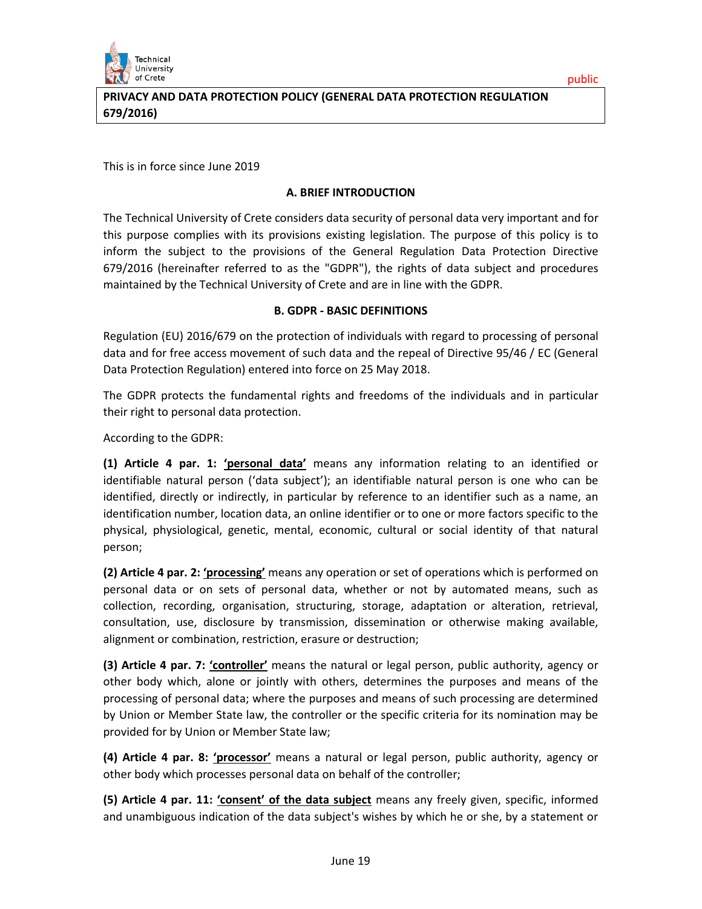public

**PRIVACY AND DATA PROTECTION POLICY (GENERAL DATA PROTECTION REGULATION 679/2016)**

This is in force since June 2019

## A. BRIEF INTRODUCTION

The Technical University of Crete considers data security of personal data very important and for this purpose complies with its provisions existing legislation. The purpose of this policy is to inform the subject to the provisions of the General Regulation Data Protection Directive 679/2016 (hereinafter referred to as the "GDPR"), the rights of data subject and procedures maintained by the Technical University of Crete and are in line with the GDPR.

## B. GDPR - BASIC DEFINITIONS

Regulation (EU) 2016/679 on the protection of individuals with regard to processing of personal data and for free access movement of such data and the repeal of Directive 95/46 / EC (General Data Protection Regulation) entered into force on 25 May 2018.

The GDPR protects the fundamental rights and freedoms of the individuals and in particular their right to personal data protection.

According to the GDPR:

**(1) Article 4 par. 1: <u>'personal data'</u>** means any information relating to an identified or identifiable natural person ('data subject'); an identifiable natural person is one who can be identified, directly or indirectly, in particular by reference to an identifier such as a name, an identification number, location data, an online identifier or to one or more factors specific to the physical, physiological, genetic, mental, economic, cultural or social identity of that natural person;

**(2) Article 4 par. 2: <u>'processing'</u>** means any operation or set of operations which is performed on personal data or on sets of personal data, whether or not by automated means, such as collection, recording, organisation, structuring, storage, adaptation or alteration, retrieval, consultation, use, disclosure by transmission, dissemination or otherwise making available, alignment or combination, restriction, erasure or destruction;

**(3) Article 4 par. 7: <u>'controller'</u>** means the natural or legal person, public authority, agency or other body which, alone or jointly with others, determines the purposes and means of the processing of personal data; where the purposes and means of such processing are determined by Union or Member State law, the controller or the specific criteria for its nomination may be provided for by Union or Member State law;

**(4) Article 4 par. 8: <u>'processor'</u>** means a natural or legal person, public authority, agency or other body which processes personal data on behalf of the controller;

**(5) Article 4 par. 11: <u>'consent' of the data subject</u>** means any freely given, specific, informed and unambiguous indication of the data subject's wishes by which he or she, by a statement or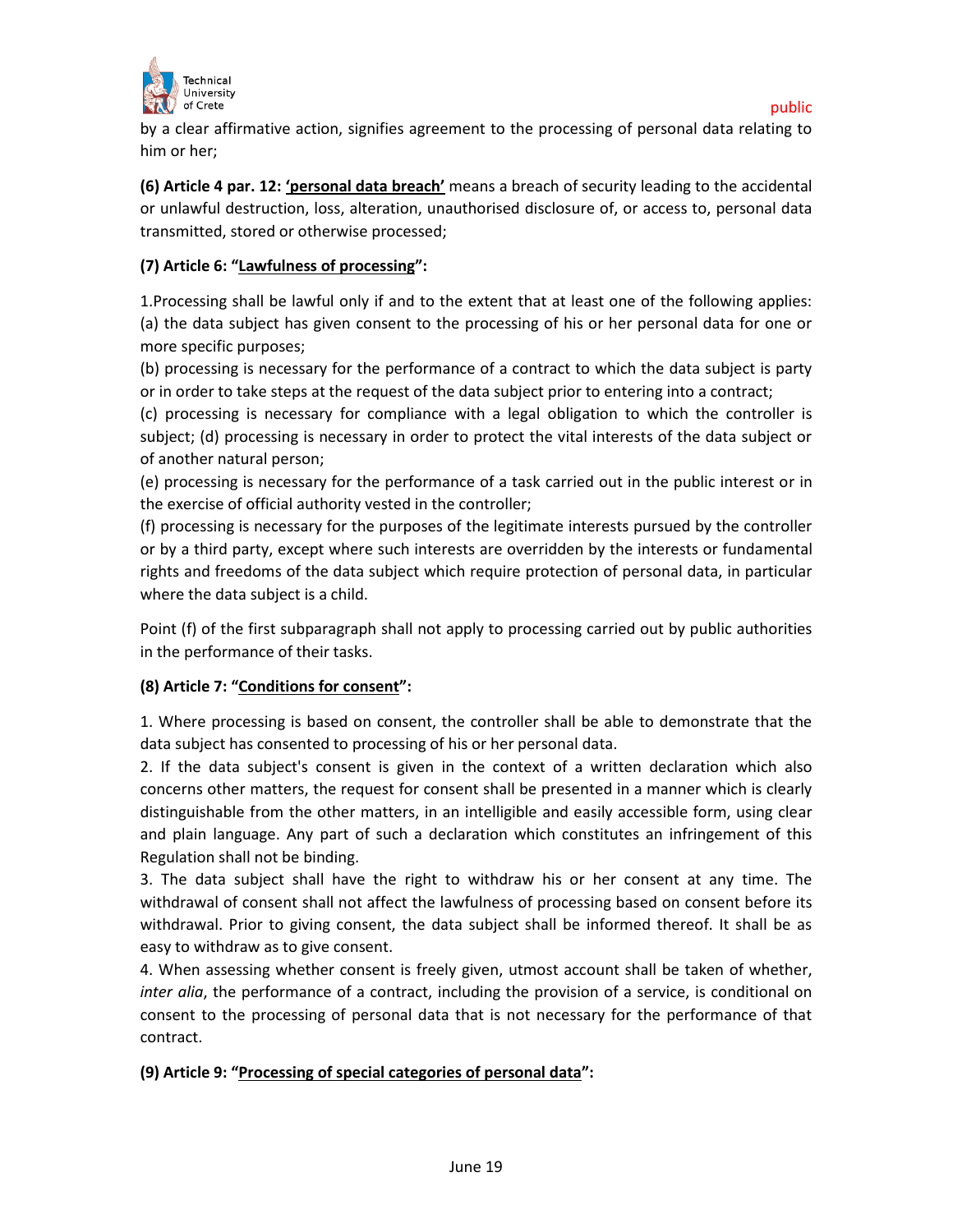by a clear affirmative action, signifies agreement to the processing of personal data relating to him or her;

**(6) Article 4 par. 12: <u>'personal data breach'</u>** means a breach of security leading to the accidental or unlawful destruction, loss, alteration, unauthorised disclosure of, or access to, personal data transmitted, stored or otherwise processed;

**(7) Article 6: "<u>Lawfulness of processing</u>":**

1.Processing shall be lawful only if and to the extent that at least one of the following applies:
(a) the data subject has given consent to the processing of his or her personal data for one or more specific purposes;
(b) processing is necessary for the performance of a contract to which the data subject is party or in order to take steps at the request of the data subject prior to entering into a contract;
(c) processing is necessary for compliance with a legal obligation to which the controller is subject; (d) processing is necessary in order to protect the vital interests of the data subject or of another natural person;
(e) processing is necessary for the performance of a task carried out in the public interest or in the exercise of official authority vested in the controller;
(f) processing is necessary for the purposes of the legitimate interests pursued by the controller or by a third party, except where such interests are overridden by the interests or fundamental rights and freedoms of the data subject which require protection of personal data, in particular where the data subject is a child.

Point (f) of the first subparagraph shall not apply to processing carried out by public authorities in the performance of their tasks.

**(8) Article 7: "<u>Conditions for consent</u>":**

1. Where processing is based on consent, the controller shall be able to demonstrate that the data subject has consented to processing of his or her personal data.
2. If the data subject's consent is given in the context of a written declaration which also concerns other matters, the request for consent shall be presented in a manner which is clearly distinguishable from the other matters, in an intelligible and easily accessible form, using clear and plain language. Any part of such a declaration which constitutes an infringement of this Regulation shall not be binding.
3. The data subject shall have the right to withdraw his or her consent at any time. The withdrawal of consent shall not affect the lawfulness of processing based on consent before its withdrawal. Prior to giving consent, the data subject shall be informed thereof. It shall be as easy to withdraw as to give consent.
4. When assessing whether consent is freely given, utmost account shall be taken of whether, *inter alia*, the performance of a contract, including the provision of a service, is conditional on consent to the processing of personal data that is not necessary for the performance of that contract.

**(9) Article 9: "<u>Processing of special categories of personal data</u>":**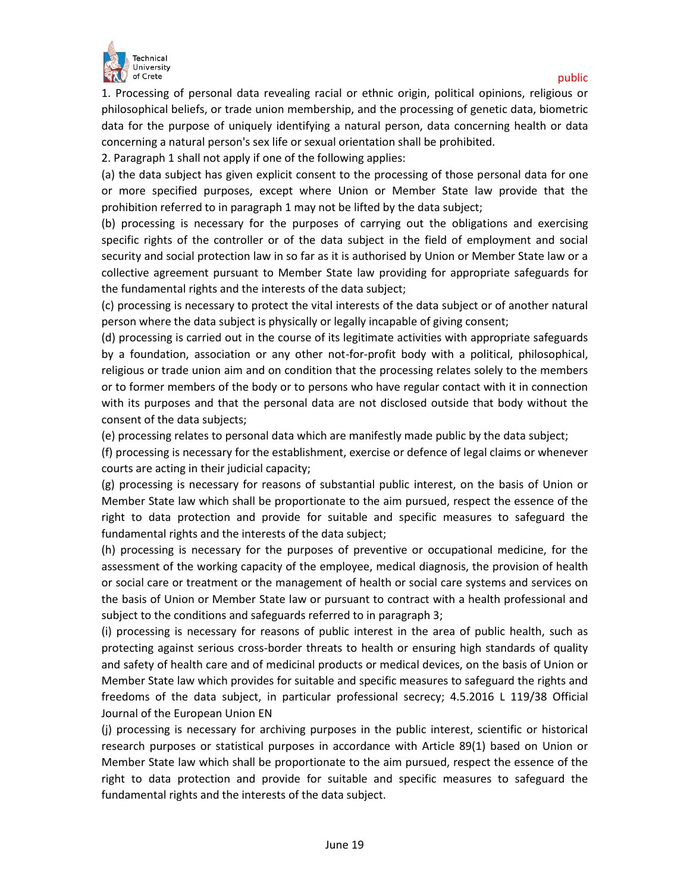1. Processing of personal data revealing racial or ethnic origin, political opinions, religious or philosophical beliefs, or trade union membership, and the processing of genetic data, biometric data for the purpose of uniquely identifying a natural person, data concerning health or data concerning a natural person's sex life or sexual orientation shall be prohibited.

2. Paragraph 1 shall not apply if one of the following applies:

(a) the data subject has given explicit consent to the processing of those personal data for one or more specified purposes, except where Union or Member State law provide that the prohibition referred to in paragraph 1 may not be lifted by the data subject;

(b) processing is necessary for the purposes of carrying out the obligations and exercising specific rights of the controller or of the data subject in the field of employment and social security and social protection law in so far as it is authorised by Union or Member State law or a collective agreement pursuant to Member State law providing for appropriate safeguards for the fundamental rights and the interests of the data subject;

(c) processing is necessary to protect the vital interests of the data subject or of another natural person where the data subject is physically or legally incapable of giving consent;

(d) processing is carried out in the course of its legitimate activities with appropriate safeguards by a foundation, association or any other not-for-profit body with a political, philosophical, religious or trade union aim and on condition that the processing relates solely to the members or to former members of the body or to persons who have regular contact with it in connection with its purposes and that the personal data are not disclosed outside that body without the consent of the data subjects;

(e) processing relates to personal data which are manifestly made public by the data subject;

(f) processing is necessary for the establishment, exercise or defence of legal claims or whenever courts are acting in their judicial capacity;

(g) processing is necessary for reasons of substantial public interest, on the basis of Union or Member State law which shall be proportionate to the aim pursued, respect the essence of the right to data protection and provide for suitable and specific measures to safeguard the fundamental rights and the interests of the data subject;

(h) processing is necessary for the purposes of preventive or occupational medicine, for the assessment of the working capacity of the employee, medical diagnosis, the provision of health or social care or treatment or the management of health or social care systems and services on the basis of Union or Member State law or pursuant to contract with a health professional and subject to the conditions and safeguards referred to in paragraph 3;

(i) processing is necessary for reasons of public interest in the area of public health, such as protecting against serious cross-border threats to health or ensuring high standards of quality and safety of health care and of medicinal products or medical devices, on the basis of Union or Member State law which provides for suitable and specific measures to safeguard the rights and freedoms of the data subject, in particular professional secrecy; 4.5.2016 L 119/38 Official Journal of the European Union EN

(j) processing is necessary for archiving purposes in the public interest, scientific or historical research purposes or statistical purposes in accordance with Article 89(1) based on Union or Member State law which shall be proportionate to the aim pursued, respect the essence of the right to data protection and provide for suitable and specific measures to safeguard the fundamental rights and the interests of the data subject.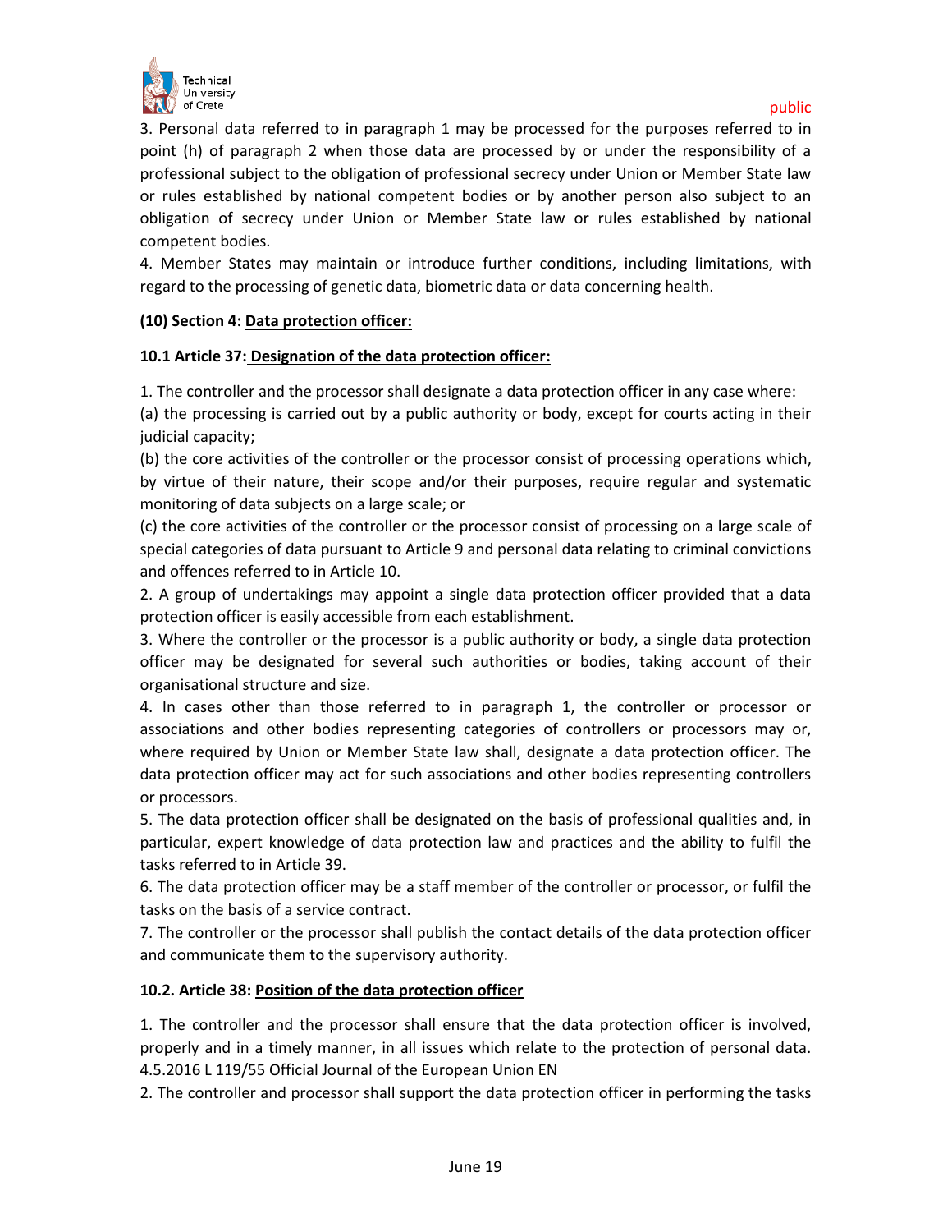3. Personal data referred to in paragraph 1 may be processed for the purposes referred to in point (h) of paragraph 2 when those data are processed by or under the responsibility of a professional subject to the obligation of professional secrecy under Union or Member State law or rules established by national competent bodies or by another person also subject to an obligation of secrecy under Union or Member State law or rules established by national competent bodies.

4. Member States may maintain or introduce further conditions, including limitations, with regard to the processing of genetic data, biometric data or data concerning health.

### (10) Section 4: <u>Data protection officer:</u>

#### 10.1 Article 37: <u>Designation of the data protection officer:</u>

1. The controller and the processor shall designate a data protection officer in any case where:

(a) the processing is carried out by a public authority or body, except for courts acting in their judicial capacity;

(b) the core activities of the controller or the processor consist of processing operations which, by virtue of their nature, their scope and/or their purposes, require regular and systematic monitoring of data subjects on a large scale; or

(c) the core activities of the controller or the processor consist of processing on a large scale of special categories of data pursuant to Article 9 and personal data relating to criminal convictions and offences referred to in Article 10.

2. A group of undertakings may appoint a single data protection officer provided that a data protection officer is easily accessible from each establishment.

3. Where the controller or the processor is a public authority or body, a single data protection officer may be designated for several such authorities or bodies, taking account of their organisational structure and size.

4. In cases other than those referred to in paragraph 1, the controller or processor or associations and other bodies representing categories of controllers or processors may or, where required by Union or Member State law shall, designate a data protection officer. The data protection officer may act for such associations and other bodies representing controllers or processors.

5. The data protection officer shall be designated on the basis of professional qualities and, in particular, expert knowledge of data protection law and practices and the ability to fulfil the tasks referred to in Article 39.

6. The data protection officer may be a staff member of the controller or processor, or fulfil the tasks on the basis of a service contract.

7. The controller or the processor shall publish the contact details of the data protection officer and communicate them to the supervisory authority.

#### 10.2. Article 38: <u>Position of the data protection officer</u>

1. The controller and the processor shall ensure that the data protection officer is involved, properly and in a timely manner, in all issues which relate to the protection of personal data. 4.5.2016 L 119/55 Official Journal of the European Union EN

2. The controller and processor shall support the data protection officer in performing the tasks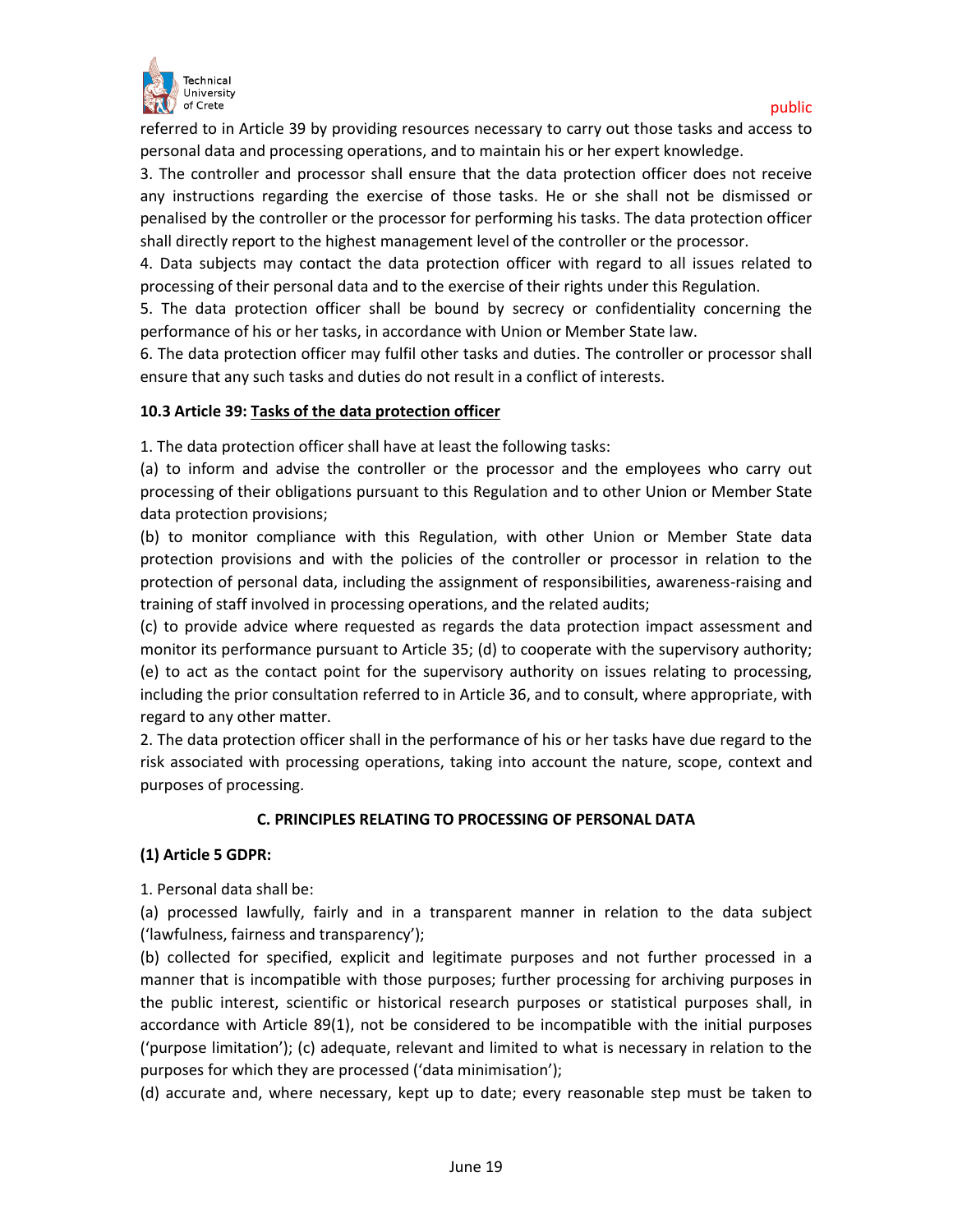referred to in Article 39 by providing resources necessary to carry out those tasks and access to personal data and processing operations, and to maintain his or her expert knowledge.

3. The controller and processor shall ensure that the data protection officer does not receive any instructions regarding the exercise of those tasks. He or she shall not be dismissed or penalised by the controller or the processor for performing his tasks. The data protection officer shall directly report to the highest management level of the controller or the processor.

4. Data subjects may contact the data protection officer with regard to all issues related to processing of their personal data and to the exercise of their rights under this Regulation.

5. The data protection officer shall be bound by secrecy or confidentiality concerning the performance of his or her tasks, in accordance with Union or Member State law.

6. The data protection officer may fulfil other tasks and duties. The controller or processor shall ensure that any such tasks and duties do not result in a conflict of interests.

### 10.3 Article 39: <u>Tasks of the data protection officer</u>

1. The data protection officer shall have at least the following tasks:

(a) to inform and advise the controller or the processor and the employees who carry out processing of their obligations pursuant to this Regulation and to other Union or Member State data protection provisions;

(b) to monitor compliance with this Regulation, with other Union or Member State data protection provisions and with the policies of the controller or processor in relation to the protection of personal data, including the assignment of responsibilities, awareness-raising and training of staff involved in processing operations, and the related audits;

(c) to provide advice where requested as regards the data protection impact assessment and monitor its performance pursuant to Article 35; (d) to cooperate with the supervisory authority;

(e) to act as the contact point for the supervisory authority on issues relating to processing, including the prior consultation referred to in Article 36, and to consult, where appropriate, with regard to any other matter.

2. The data protection officer shall in the performance of his or her tasks have due regard to the risk associated with processing operations, taking into account the nature, scope, context and purposes of processing.

## C. PRINCIPLES RELATING TO PROCESSING OF PERSONAL DATA

### (1) Article 5 GDPR:

1. Personal data shall be:

(a) processed lawfully, fairly and in a transparent manner in relation to the data subject ('lawfulness, fairness and transparency');

(b) collected for specified, explicit and legitimate purposes and not further processed in a manner that is incompatible with those purposes; further processing for archiving purposes in the public interest, scientific or historical research purposes or statistical purposes shall, in accordance with Article 89(1), not be considered to be incompatible with the initial purposes ('purpose limitation'); (c) adequate, relevant and limited to what is necessary in relation to the purposes for which they are processed ('data minimisation');

(d) accurate and, where necessary, kept up to date; every reasonable step must be taken to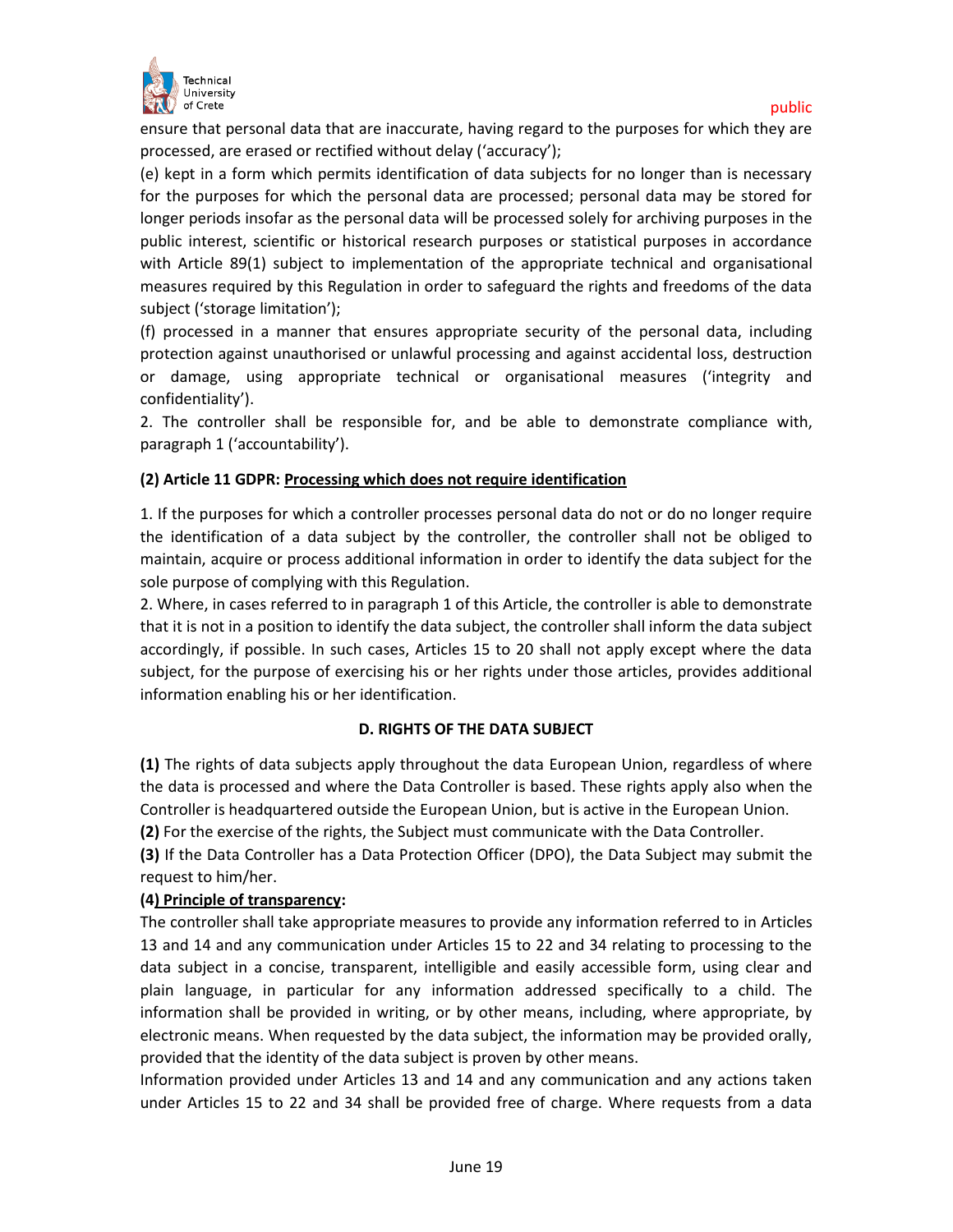ensure that personal data that are inaccurate, having regard to the purposes for which they are processed, are erased or rectified without delay ('accuracy');

(e) kept in a form which permits identification of data subjects for no longer than is necessary for the purposes for which the personal data are processed; personal data may be stored for longer periods insofar as the personal data will be processed solely for archiving purposes in the public interest, scientific or historical research purposes or statistical purposes in accordance with Article 89(1) subject to implementation of the appropriate technical and organisational measures required by this Regulation in order to safeguard the rights and freedoms of the data subject ('storage limitation');

(f) processed in a manner that ensures appropriate security of the personal data, including protection against unauthorised or unlawful processing and against accidental loss, destruction or damage, using appropriate technical or organisational measures ('integrity and confidentiality').

2. The controller shall be responsible for, and be able to demonstrate compliance with, paragraph 1 ('accountability').

**(2) Article 11 GDPR: Processing which does not require identification**

1. If the purposes for which a controller processes personal data do not or do no longer require the identification of a data subject by the controller, the controller shall not be obliged to maintain, acquire or process additional information in order to identify the data subject for the sole purpose of complying with this Regulation.

2. Where, in cases referred to in paragraph 1 of this Article, the controller is able to demonstrate that it is not in a position to identify the data subject, the controller shall inform the data subject accordingly, if possible. In such cases, Articles 15 to 20 shall not apply except where the data subject, for the purpose of exercising his or her rights under those articles, provides additional information enabling his or her identification.

## D. RIGHTS OF THE DATA SUBJECT

**(1)** The rights of data subjects apply throughout the data European Union, regardless of where the data is processed and where the Data Controller is based. These rights apply also when the Controller is headquartered outside the European Union, but is active in the European Union.

**(2)** For the exercise of the rights, the Subject must communicate with the Data Controller.

**(3)** If the Data Controller has a Data Protection Officer (DPO), the Data Subject may submit the request to him/her.

**(4) Principle of transparency:**

The controller shall take appropriate measures to provide any information referred to in Articles 13 and 14 and any communication under Articles 15 to 22 and 34 relating to processing to the data subject in a concise, transparent, intelligible and easily accessible form, using clear and plain language, in particular for any information addressed specifically to a child. The information shall be provided in writing, or by other means, including, where appropriate, by electronic means. When requested by the data subject, the information may be provided orally, provided that the identity of the data subject is proven by other means.

Information provided under Articles 13 and 14 and any communication and any actions taken under Articles 15 to 22 and 34 shall be provided free of charge. Where requests from a data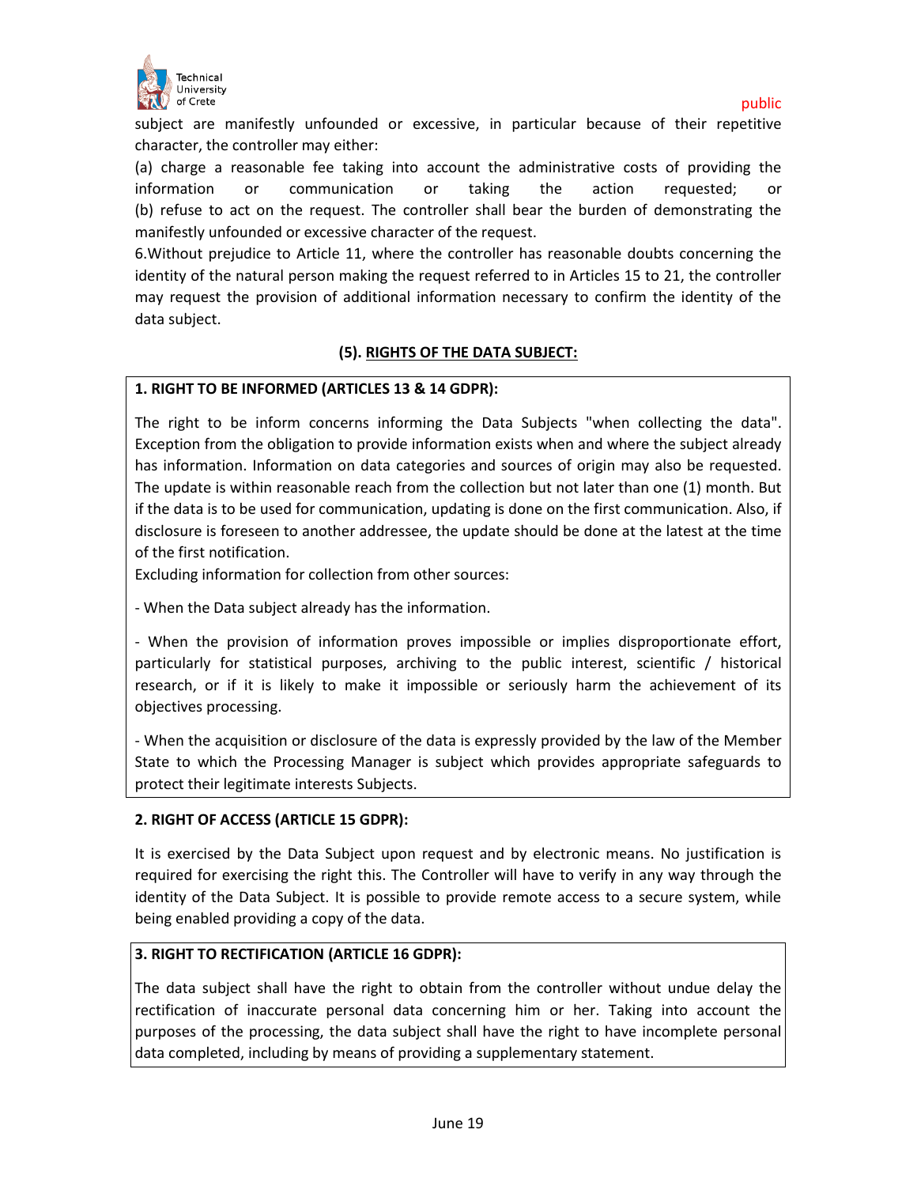subject are manifestly unfounded or excessive, in particular because of their repetitive character, the controller may either:

(a) charge a reasonable fee taking into account the administrative costs of providing the information or communication or taking the action requested; or
(b) refuse to act on the request. The controller shall bear the burden of demonstrating the manifestly unfounded or excessive character of the request.

6.Without prejudice to Article 11, where the controller has reasonable doubts concerning the identity of the natural person making the request referred to in Articles 15 to 21, the controller may request the provision of additional information necessary to confirm the identity of the data subject.

## (5). RIGHTS OF THE DATA SUBJECT:

### 1. RIGHT TO BE INFORMED (ARTICLES 13 & 14 GDPR):

The right to be inform concerns informing the Data Subjects "when collecting the data". Exception from the obligation to provide information exists when and where the subject already has information. Information on data categories and sources of origin may also be requested. The update is within reasonable reach from the collection but not later than one (1) month. But if the data is to be used for communication, updating is done on the first communication. Also, if disclosure is foreseen to another addressee, the update should be done at the latest at the time of the first notification.

Excluding information for collection from other sources:

- When the Data subject already has the information.

- When the provision of information proves impossible or implies disproportionate effort, particularly for statistical purposes, archiving to the public interest, scientific / historical research, or if it is likely to make it impossible or seriously harm the achievement of its objectives processing.

- When the acquisition or disclosure of the data is expressly provided by the law of the Member State to which the Processing Manager is subject which provides appropriate safeguards to protect their legitimate interests Subjects.

### 2. RIGHT OF ACCESS (ARTICLE 15 GDPR):

It is exercised by the Data Subject upon request and by electronic means. No justification is required for exercising the right this. The Controller will have to verify in any way through the identity of the Data Subject. It is possible to provide remote access to a secure system, while being enabled providing a copy of the data.

### 3. RIGHT TO RECTIFICATION (ARTICLE 16 GDPR):

The data subject shall have the right to obtain from the controller without undue delay the rectification of inaccurate personal data concerning him or her. Taking into account the purposes of the processing, the data subject shall have the right to have incomplete personal data completed, including by means of providing a supplementary statement.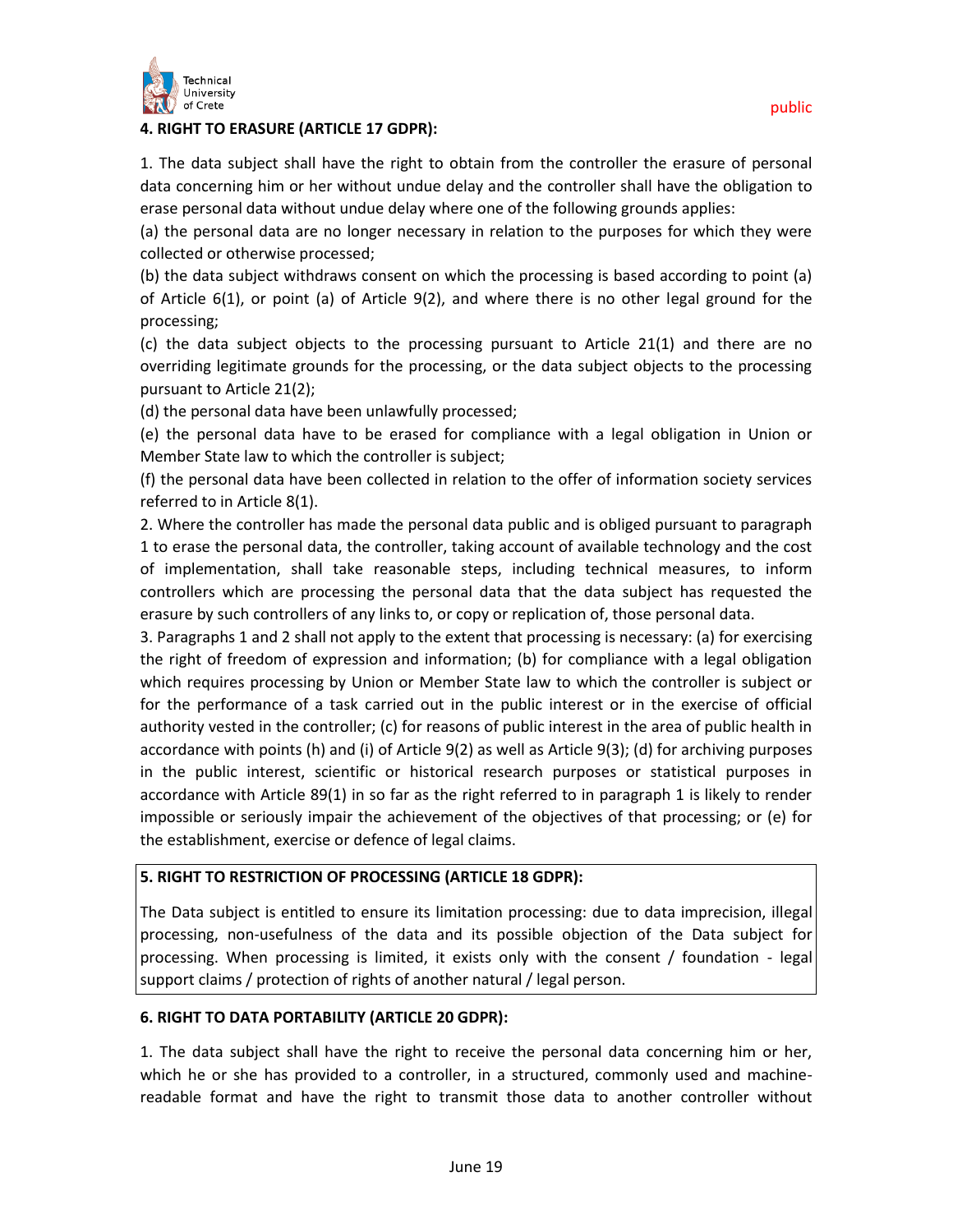#### 4. RIGHT TO ERASURE (ARTICLE 17 GDPR):

1. The data subject shall have the right to obtain from the controller the erasure of personal data concerning him or her without undue delay and the controller shall have the obligation to erase personal data without undue delay where one of the following grounds applies:
(a) the personal data are no longer necessary in relation to the purposes for which they were collected or otherwise processed;
(b) the data subject withdraws consent on which the processing is based according to point (a) of Article 6(1), or point (a) of Article 9(2), and where there is no other legal ground for the processing;
(c) the data subject objects to the processing pursuant to Article 21(1) and there are no overriding legitimate grounds for the processing, or the data subject objects to the processing pursuant to Article 21(2);
(d) the personal data have been unlawfully processed;
(e) the personal data have to be erased for compliance with a legal obligation in Union or Member State law to which the controller is subject;
(f) the personal data have been collected in relation to the offer of information society services referred to in Article 8(1).
2. Where the controller has made the personal data public and is obliged pursuant to paragraph 1 to erase the personal data, the controller, taking account of available technology and the cost of implementation, shall take reasonable steps, including technical measures, to inform controllers which are processing the personal data that the data subject has requested the erasure by such controllers of any links to, or copy or replication of, those personal data.
3. Paragraphs 1 and 2 shall not apply to the extent that processing is necessary: (a) for exercising the right of freedom of expression and information; (b) for compliance with a legal obligation which requires processing by Union or Member State law to which the controller is subject or for the performance of a task carried out in the public interest or in the exercise of official authority vested in the controller; (c) for reasons of public interest in the area of public health in accordance with points (h) and (i) of Article 9(2) as well as Article 9(3); (d) for archiving purposes in the public interest, scientific or historical research purposes or statistical purposes in accordance with Article 89(1) in so far as the right referred to in paragraph 1 is likely to render impossible or seriously impair the achievement of the objectives of that processing; or (e) for the establishment, exercise or defence of legal claims.

#### 5. RIGHT TO RESTRICTION OF PROCESSING (ARTICLE 18 GDPR):

The Data subject is entitled to ensure its limitation processing: due to data imprecision, illegal processing, non-usefulness of the data and its possible objection of the Data subject for processing. When processing is limited, it exists only with the consent / foundation - legal support claims / protection of rights of another natural / legal person.

#### 6. RIGHT TO DATA PORTABILITY (ARTICLE 20 GDPR):

1. The data subject shall have the right to receive the personal data concerning him or her, which he or she has provided to a controller, in a structured, commonly used and machine-readable format and have the right to transmit those data to another controller without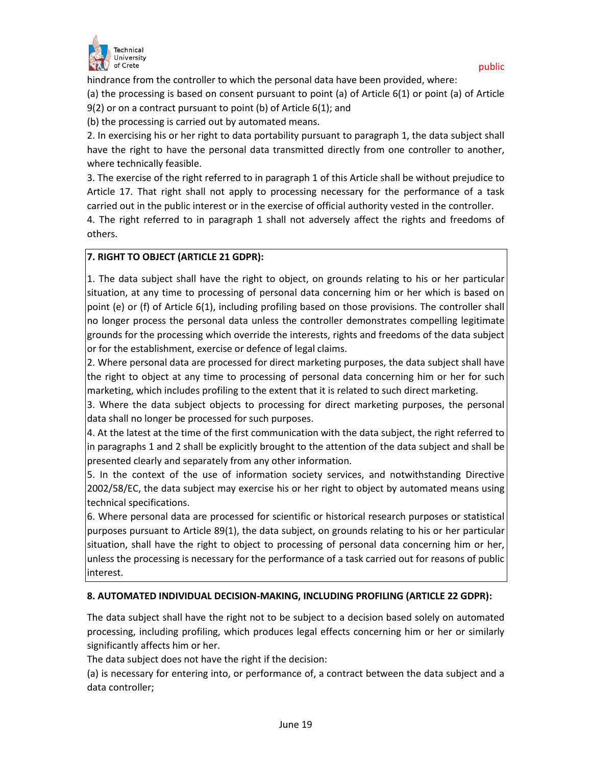hindrance from the controller to which the personal data have been provided, where:

(a) the processing is based on consent pursuant to point (a) of Article 6(1) or point (a) of Article 9(2) or on a contract pursuant to point (b) of Article 6(1); and

(b) the processing is carried out by automated means.

2. In exercising his or her right to data portability pursuant to paragraph 1, the data subject shall have the right to have the personal data transmitted directly from one controller to another, where technically feasible.

3. The exercise of the right referred to in paragraph 1 of this Article shall be without prejudice to Article 17. That right shall not apply to processing necessary for the performance of a task carried out in the public interest or in the exercise of official authority vested in the controller.

4. The right referred to in paragraph 1 shall not adversely affect the rights and freedoms of others.

**7. RIGHT TO OBJECT (ARTICLE 21 GDPR):**

1. The data subject shall have the right to object, on grounds relating to his or her particular situation, at any time to processing of personal data concerning him or her which is based on point (e) or (f) of Article 6(1), including profiling based on those provisions. The controller shall no longer process the personal data unless the controller demonstrates compelling legitimate grounds for the processing which override the interests, rights and freedoms of the data subject or for the establishment, exercise or defence of legal claims.

2. Where personal data are processed for direct marketing purposes, the data subject shall have the right to object at any time to processing of personal data concerning him or her for such marketing, which includes profiling to the extent that it is related to such direct marketing.

3. Where the data subject objects to processing for direct marketing purposes, the personal data shall no longer be processed for such purposes.

4. At the latest at the time of the first communication with the data subject, the right referred to in paragraphs 1 and 2 shall be explicitly brought to the attention of the data subject and shall be presented clearly and separately from any other information.

5. In the context of the use of information society services, and notwithstanding Directive 2002/58/EC, the data subject may exercise his or her right to object by automated means using technical specifications.

6. Where personal data are processed for scientific or historical research purposes or statistical purposes pursuant to Article 89(1), the data subject, on grounds relating to his or her particular situation, shall have the right to object to processing of personal data concerning him or her, unless the processing is necessary for the performance of a task carried out for reasons of public interest.

**8. AUTOMATED INDIVIDUAL DECISION-MAKING, INCLUDING PROFILING (ARTICLE 22 GDPR):**

The data subject shall have the right not to be subject to a decision based solely on automated processing, including profiling, which produces legal effects concerning him or her or similarly significantly affects him or her.

The data subject does not have the right if the decision:

(a) is necessary for entering into, or performance of, a contract between the data subject and a data controller;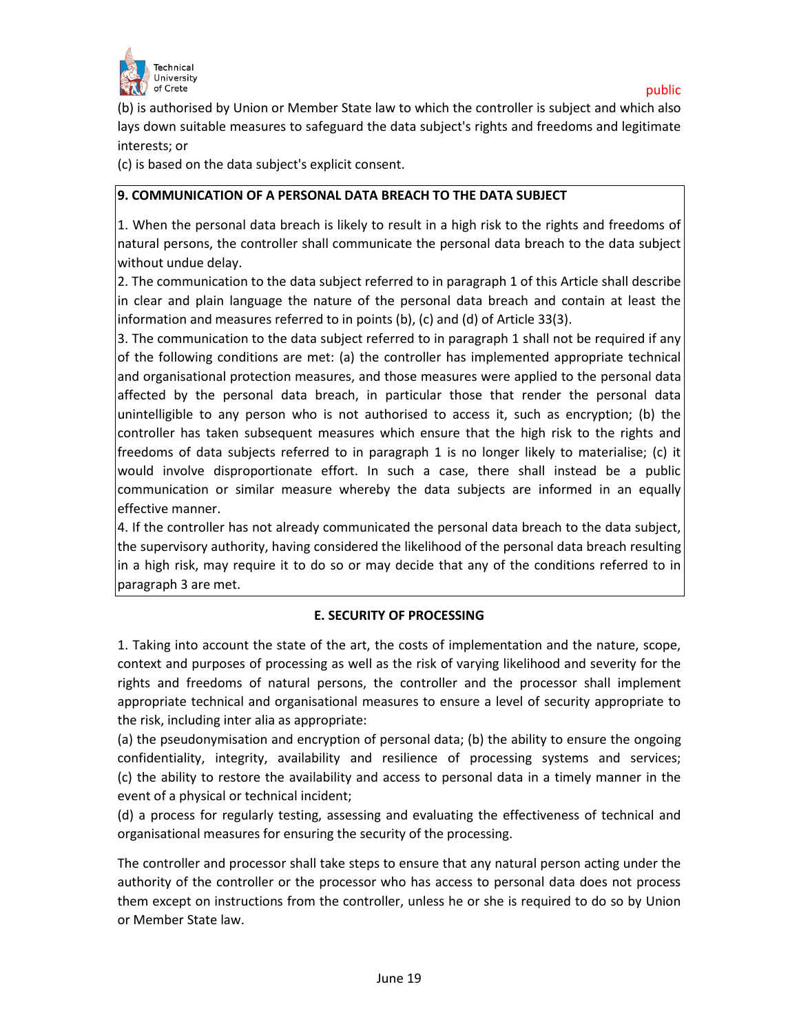(b) is authorised by Union or Member State law to which the controller is subject and which also lays down suitable measures to safeguard the data subject's rights and freedoms and legitimate interests; or

(c) is based on the data subject's explicit consent.

**9. COMMUNICATION OF A PERSONAL DATA BREACH TO THE DATA SUBJECT**

1. When the personal data breach is likely to result in a high risk to the rights and freedoms of natural persons, the controller shall communicate the personal data breach to the data subject without undue delay.
2. The communication to the data subject referred to in paragraph 1 of this Article shall describe in clear and plain language the nature of the personal data breach and contain at least the information and measures referred to in points (b), (c) and (d) of Article 33(3).
3. The communication to the data subject referred to in paragraph 1 shall not be required if any of the following conditions are met: (a) the controller has implemented appropriate technical and organisational protection measures, and those measures were applied to the personal data affected by the personal data breach, in particular those that render the personal data unintelligible to any person who is not authorised to access it, such as encryption; (b) the controller has taken subsequent measures which ensure that the high risk to the rights and freedoms of data subjects referred to in paragraph 1 is no longer likely to materialise; (c) it would involve disproportionate effort. In such a case, there shall instead be a public communication or similar measure whereby the data subjects are informed in an equally effective manner.
4. If the controller has not already communicated the personal data breach to the data subject, the supervisory authority, having considered the likelihood of the personal data breach resulting in a high risk, may require it to do so or may decide that any of the conditions referred to in paragraph 3 are met.

## E. SECURITY OF PROCESSING

1. Taking into account the state of the art, the costs of implementation and the nature, scope, context and purposes of processing as well as the risk of varying likelihood and severity for the rights and freedoms of natural persons, the controller and the processor shall implement appropriate technical and organisational measures to ensure a level of security appropriate to the risk, including inter alia as appropriate:

(a) the pseudonymisation and encryption of personal data; (b) the ability to ensure the ongoing confidentiality, integrity, availability and resilience of processing systems and services; (c) the ability to restore the availability and access to personal data in a timely manner in the event of a physical or technical incident;

(d) a process for regularly testing, assessing and evaluating the effectiveness of technical and organisational measures for ensuring the security of the processing.

The controller and processor shall take steps to ensure that any natural person acting under the authority of the controller or the processor who has access to personal data does not process them except on instructions from the controller, unless he or she is required to do so by Union or Member State law.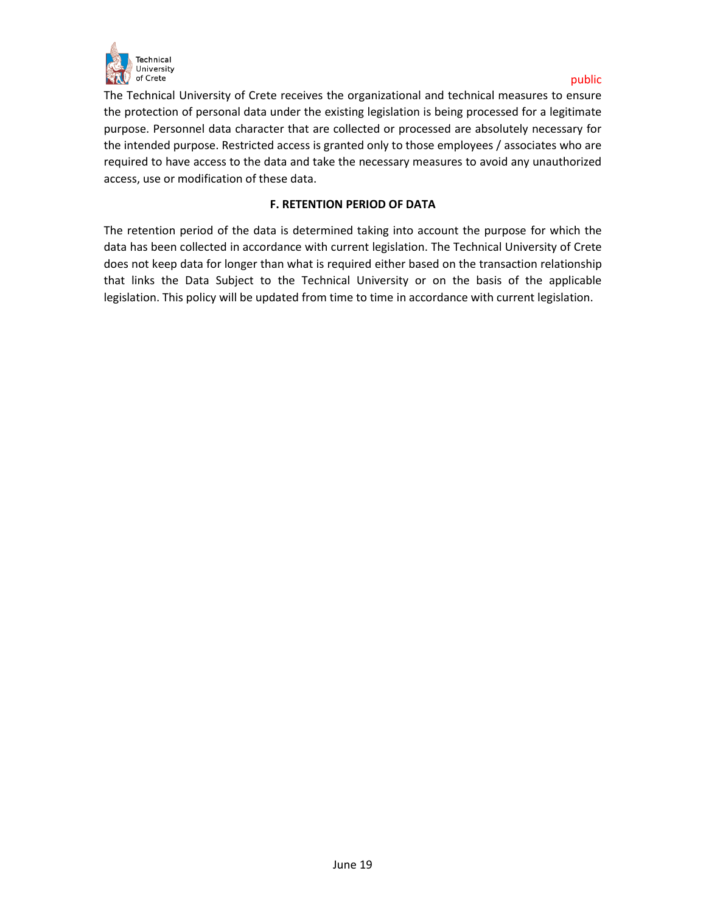The Technical University of Crete receives the organizational and technical measures to ensure the protection of personal data under the existing legislation is being processed for a legitimate purpose. Personnel data character that are collected or processed are absolutely necessary for the intended purpose. Restricted access is granted only to those employees / associates who are required to have access to the data and take the necessary measures to avoid any unauthorized access, use or modification of these data.

## F. RETENTION PERIOD OF DATA

The retention period of the data is determined taking into account the purpose for which the data has been collected in accordance with current legislation. The Technical University of Crete does not keep data for longer than what is required either based on the transaction relationship that links the Data Subject to the Technical University or on the basis of the applicable legislation. This policy will be updated from time to time in accordance with current legislation.